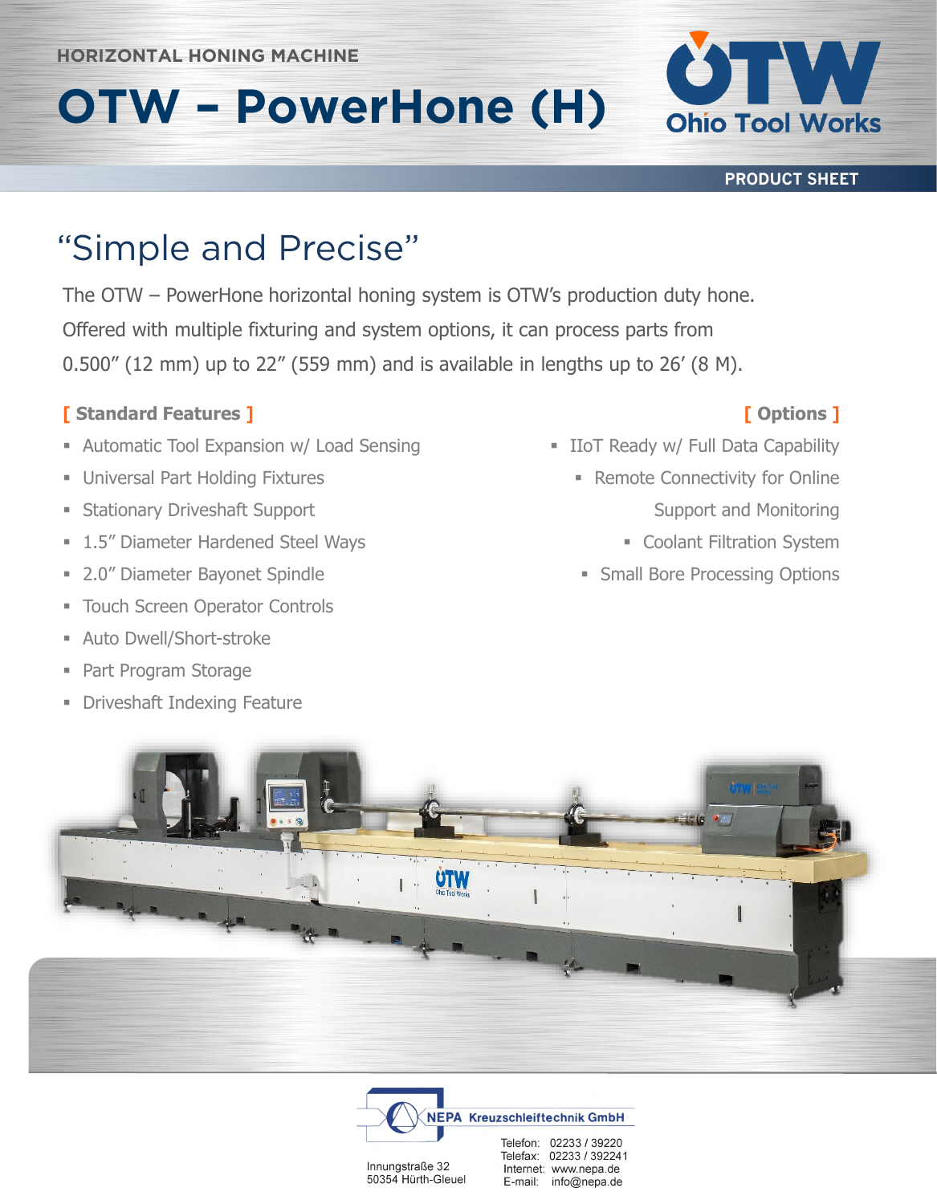HORIZONTAL HONING MACHINE

# OTW – PowerHone (H)

Ohio Tool Works

PRODUCT SHEET

## "Simple and Precise"

The OTW – PowerHone horizontal honing system is OTW's production duty hone. Offered with multiple fixturing and system options, it can process parts from 0.500" (12 mm) up to 22" (559 mm) and is available in lengths up to 26' (8 M).

### [ Standard Features ]

- Automatic Tool Expansion w/ Load Sensing
- Universal Part Holding Fixtures
- Stationary Driveshaft Support
- 1.5" Diameter Hardened Steel Ways
- 2.0" Diameter Bayonet Spindle
- Touch Screen Operator Controls
- Auto Dwell/Short-stroke
- Part Program Storage
- Driveshaft Indexing Feature

### [ Options ]

- IIoT Ready w/ Full Data Capability
- Remote Connectivity for Online Support and Monitoring
- Coolant Filtration System
- Small Bore Processing Options

NEPA Kreuzschleiftechnik GmbH

Innungstraße 32
50354 Hürth-Gleuel

Telefon: 02233 / 39220
Telefax: 02233 / 392241
Internet: www.nepa.de
E-mail: info@nepa.de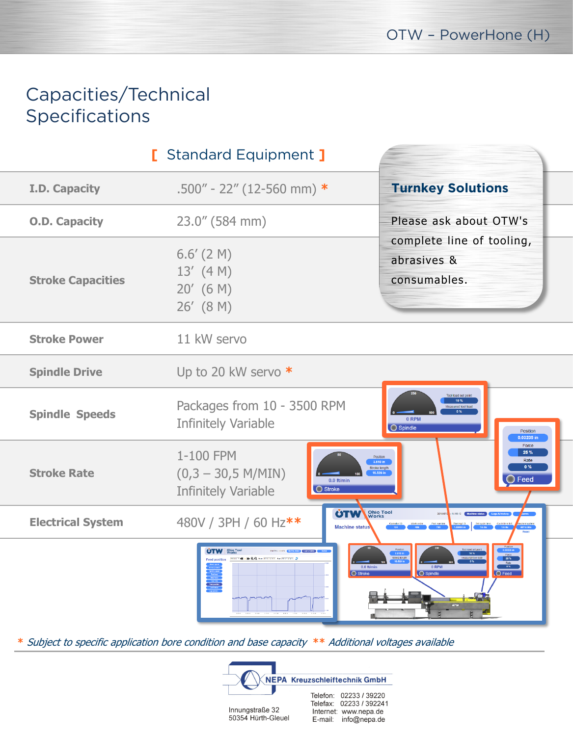# Capacities/Technical Specifications

## [ Standard Equipment ]

| | |
|---|---|
| **I.D. Capacity** | .500" - 22" (12-560 mm) * |
| **O.D. Capacity** | 23.0" (584 mm) |
| **Stroke Capacities** | 6.6' (2 M)<br>13' (4 M)<br>20' (6 M)<br>26' (8 M) |
| **Stroke Power** | 11 kW servo |
| **Spindle Drive** | Up to 20 kW servo * |
| **Spindle Speeds** | Packages from 10 - 3500 RPM<br>Infinitely Variable |
| **Stroke Rate** | 1-100 FPM<br>(0,3 – 30,5 M/MIN)<br>Infinitely Variable |
| **Electrical System** | 480V / 3PH / 60 Hz** |

**Turnkey Solutions**

Please ask about OTW's complete line of tooling, abrasives & consumables.

*\* Subject to specific application bore condition and base capacity \*\* Additional voltages available*

NEPA Kreuzschleiftechnik GmbH

Innungstraße 32
50354 Hürth-Gleuel

Telefon: 02233 / 39220
Telefax: 02233 / 392241
Internet: www.nepa.de
E-mail: info@nepa.de